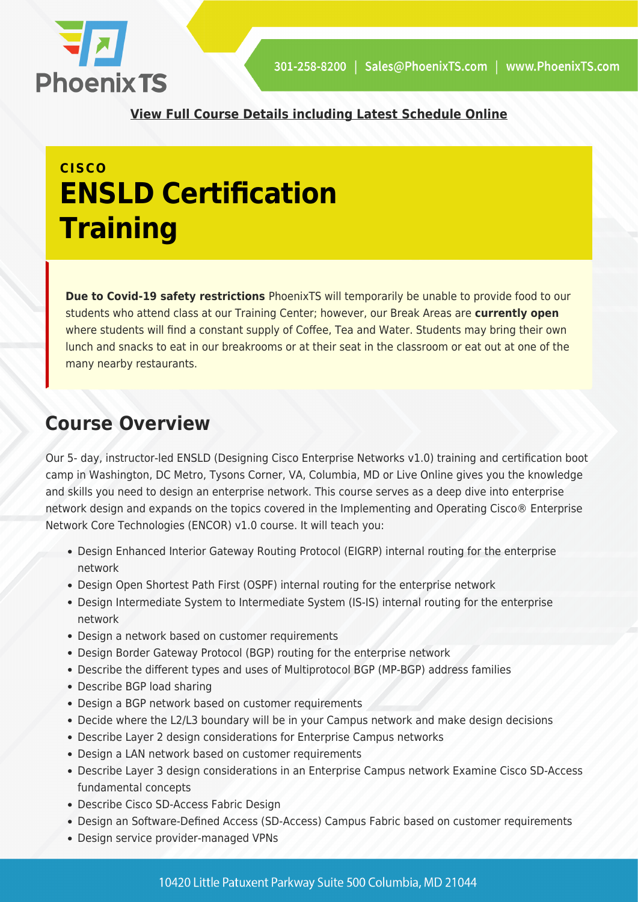**View Full Course Details including Latest Schedule Online**

**CISCO**

# ENSLD Certification Training

**Due to Covid-19 safety restrictions** PhoenixTS will temporarily be unable to provide food to our students who attend class at our Training Center; however, our Break Areas are **currently open** where students will find a constant supply of Coffee, Tea and Water. Students may bring their own lunch and snacks to eat in our breakrooms or at their seat in the classroom or eat out at one of the many nearby restaurants.

## Course Overview

Our 5- day, instructor-led ENSLD (Designing Cisco Enterprise Networks v1.0) training and certification boot camp in Washington, DC Metro, Tysons Corner, VA, Columbia, MD or Live Online gives you the knowledge and skills you need to design an enterprise network. This course serves as a deep dive into enterprise network design and expands on the topics covered in the Implementing and Operating Cisco® Enterprise Network Core Technologies (ENCOR) v1.0 course. It will teach you:

- Design Enhanced Interior Gateway Routing Protocol (EIGRP) internal routing for the enterprise network
- Design Open Shortest Path First (OSPF) internal routing for the enterprise network
- Design Intermediate System to Intermediate System (IS-IS) internal routing for the enterprise network
- Design a network based on customer requirements
- Design Border Gateway Protocol (BGP) routing for the enterprise network
- Describe the different types and uses of Multiprotocol BGP (MP-BGP) address families
- Describe BGP load sharing
- Design a BGP network based on customer requirements
- Decide where the L2/L3 boundary will be in your Campus network and make design decisions
- Describe Layer 2 design considerations for Enterprise Campus networks
- Design a LAN network based on customer requirements
- Describe Layer 3 design considerations in an Enterprise Campus network Examine Cisco SD-Access fundamental concepts
- Describe Cisco SD-Access Fabric Design
- Design an Software-Defined Access (SD-Access) Campus Fabric based on customer requirements
- Design service provider-managed VPNs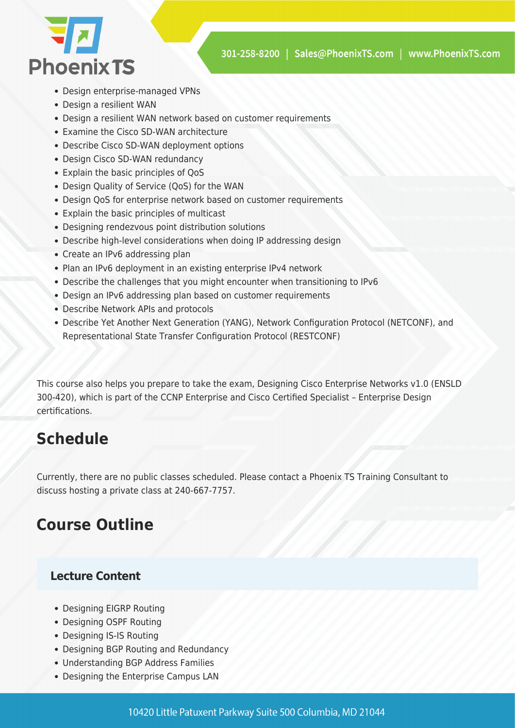- Design enterprise-managed VPNs
- Design a resilient WAN
- Design a resilient WAN network based on customer requirements
- Examine the Cisco SD-WAN architecture
- Describe Cisco SD-WAN deployment options
- Design Cisco SD-WAN redundancy
- Explain the basic principles of QoS
- Design Quality of Service (QoS) for the WAN
- Design QoS for enterprise network based on customer requirements
- Explain the basic principles of multicast
- Designing rendezvous point distribution solutions
- Describe high-level considerations when doing IP addressing design
- Create an IPv6 addressing plan
- Plan an IPv6 deployment in an existing enterprise IPv4 network
- Describe the challenges that you might encounter when transitioning to IPv6
- Design an IPv6 addressing plan based on customer requirements
- Describe Network APIs and protocols
- Describe Yet Another Next Generation (YANG), Network Configuration Protocol (NETCONF), and Representational State Transfer Configuration Protocol (RESTCONF)

This course also helps you prepare to take the exam, Designing Cisco Enterprise Networks v1.0 (ENSLD 300-420), which is part of the CCNP Enterprise and Cisco Certified Specialist – Enterprise Design certifications.

## Schedule

Currently, there are no public classes scheduled. Please contact a Phoenix TS Training Consultant to discuss hosting a private class at 240-667-7757.

## Course Outline

### Lecture Content

- Designing EIGRP Routing
- Designing OSPF Routing
- Designing IS-IS Routing
- Designing BGP Routing and Redundancy
- Understanding BGP Address Families
- Designing the Enterprise Campus LAN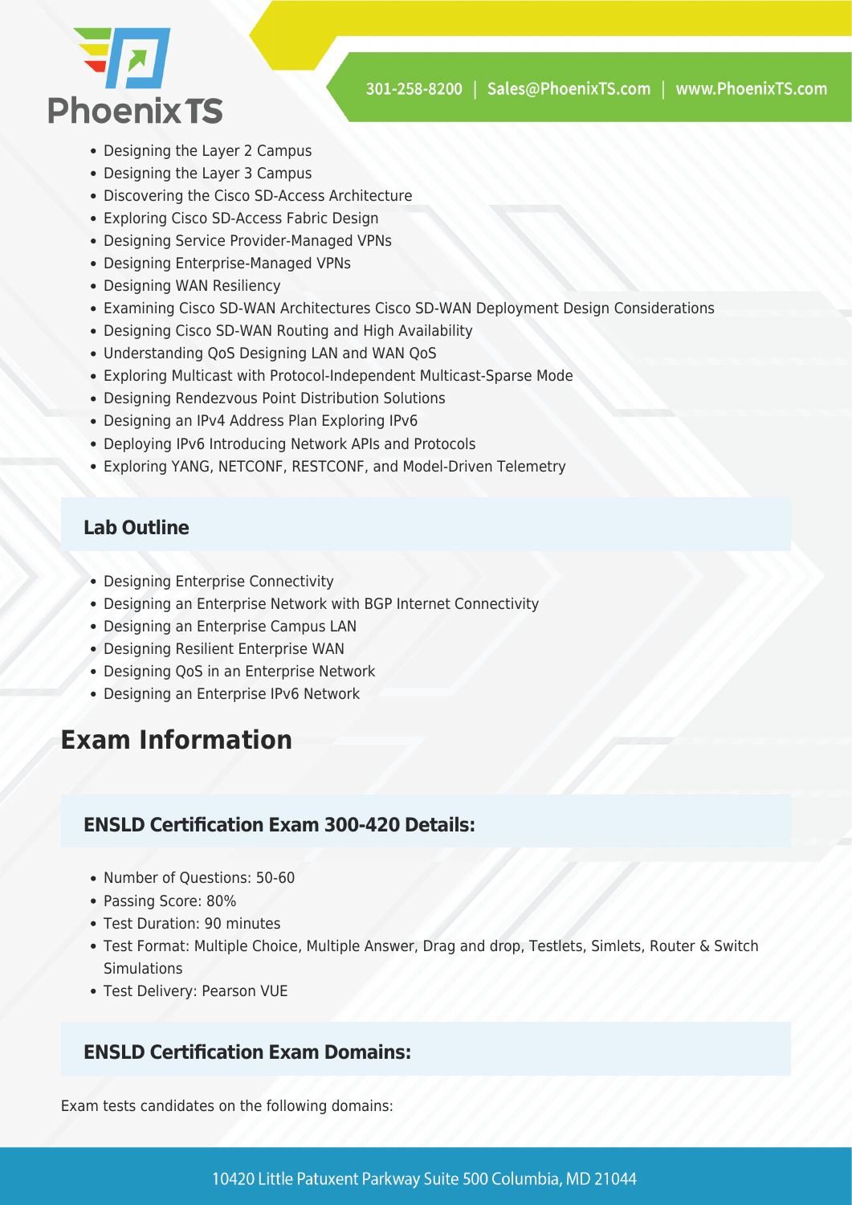- Designing the Layer 2 Campus
- Designing the Layer 3 Campus
- Discovering the Cisco SD-Access Architecture
- Exploring Cisco SD-Access Fabric Design
- Designing Service Provider-Managed VPNs
- Designing Enterprise-Managed VPNs
- Designing WAN Resiliency
- Examining Cisco SD-WAN Architectures Cisco SD-WAN Deployment Design Considerations
- Designing Cisco SD-WAN Routing and High Availability
- Understanding QoS Designing LAN and WAN QoS
- Exploring Multicast with Protocol-Independent Multicast-Sparse Mode
- Designing Rendezvous Point Distribution Solutions
- Designing an IPv4 Address Plan Exploring IPv6
- Deploying IPv6 Introducing Network APIs and Protocols
- Exploring YANG, NETCONF, RESTCONF, and Model-Driven Telemetry

### Lab Outline

- Designing Enterprise Connectivity
- Designing an Enterprise Network with BGP Internet Connectivity
- Designing an Enterprise Campus LAN
- Designing Resilient Enterprise WAN
- Designing QoS in an Enterprise Network
- Designing an Enterprise IPv6 Network

## Exam Information

### ENSLD Certification Exam 300-420 Details:

- Number of Questions: 50-60
- Passing Score: 80%
- Test Duration: 90 minutes
- Test Format: Multiple Choice, Multiple Answer, Drag and drop, Testlets, Simlets, Router & Switch Simulations
- Test Delivery: Pearson VUE

### ENSLD Certification Exam Domains:

Exam tests candidates on the following domains: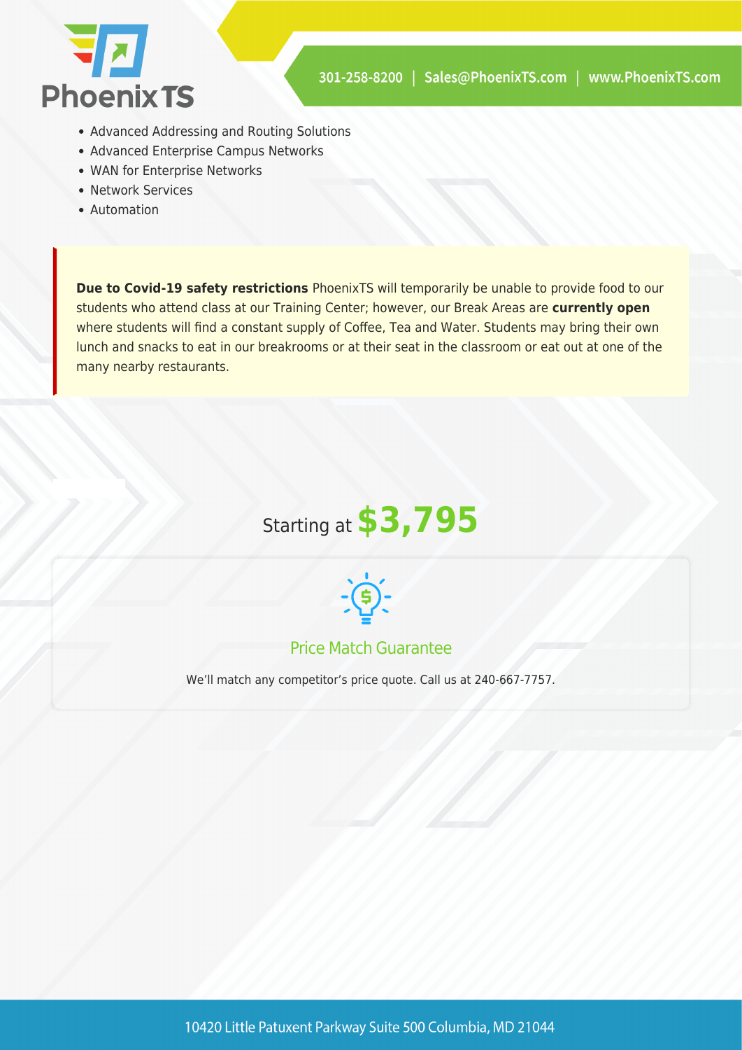- Advanced Addressing and Routing Solutions
- Advanced Enterprise Campus Networks
- WAN for Enterprise Networks
- Network Services
- Automation

**Due to Covid-19 safety restrictions** PhoenixTS will temporarily be unable to provide food to our students who attend class at our Training Center; however, our Break Areas are **currently open** where students will find a constant supply of Coffee, Tea and Water. Students may bring their own lunch and snacks to eat in our breakrooms or at their seat in the classroom or eat out at one of the many nearby restaurants.

Starting at **$3,795**

Price Match Guarantee

We'll match any competitor's price quote. Call us at 240-667-7757.